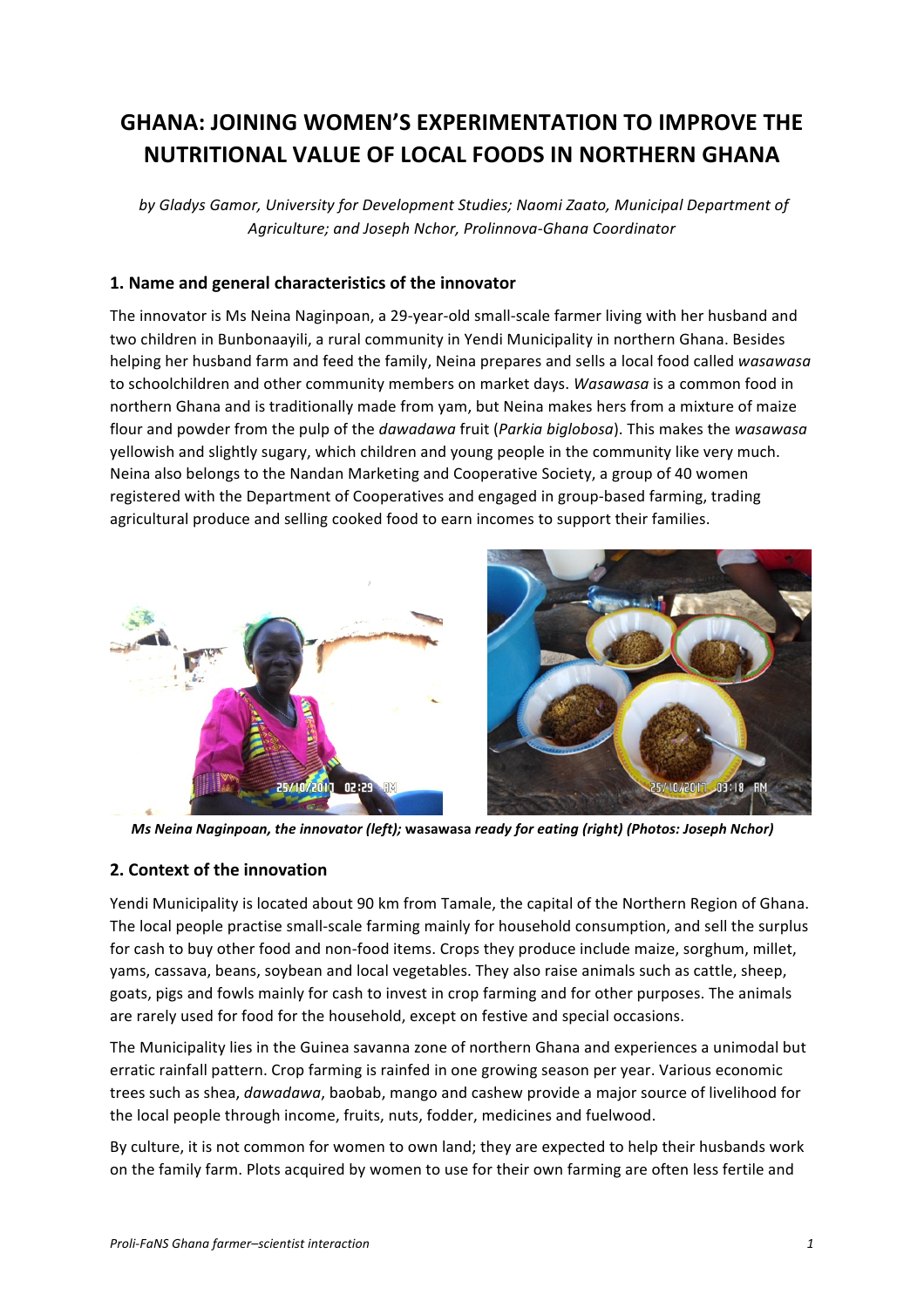# GHANA: JOINING WOMEN'S EXPERIMENTATION TO IMPROVE THE NUTRITIONAL VALUE OF LOCAL FOODS IN NORTHERN GHANA

*by Gladys Gamor, University for Development Studies; Naomi Zaato, Municipal Department of Agriculture; and Joseph Nchor, Prolinnova-Ghana Coordinator*

## 1. Name and general characteristics of the innovator

The innovator is Ms Neina Naginpoan, a 29-year-old small-scale farmer living with her husband and two children in Bunbonaayili, a rural community in Yendi Municipality in northern Ghana. Besides helping her husband farm and feed the family, Neina prepares and sells a local food called *wasawasa* to schoolchildren and other community members on market days. *Wasawasa* is a common food in northern Ghana and is traditionally made from yam, but Neina makes hers from a mixture of maize flour and powder from the pulp of the *dawadawa* fruit (*Parkia biglobosa*). This makes the *wasawasa* yellowish and slightly sugary, which children and young people in the community like very much. Neina also belongs to the Nandan Marketing and Cooperative Society, a group of 40 women registered with the Department of Cooperatives and engaged in group-based farming, trading agricultural produce and selling cooked food to earn incomes to support their families.

***Ms Neina Naginpoan, the innovator (left);*** **wasawasa** ***ready for eating (right) (Photos: Joseph Nchor)***

## 2. Context of the innovation

Yendi Municipality is located about 90 km from Tamale, the capital of the Northern Region of Ghana. The local people practise small-scale farming mainly for household consumption, and sell the surplus for cash to buy other food and non-food items. Crops they produce include maize, sorghum, millet, yams, cassava, beans, soybean and local vegetables. They also raise animals such as cattle, sheep, goats, pigs and fowls mainly for cash to invest in crop farming and for other purposes. The animals are rarely used for food for the household, except on festive and special occasions.

The Municipality lies in the Guinea savanna zone of northern Ghana and experiences a unimodal but erratic rainfall pattern. Crop farming is rainfed in one growing season per year. Various economic trees such as shea, *dawadawa*, baobab, mango and cashew provide a major source of livelihood for the local people through income, fruits, nuts, fodder, medicines and fuelwood.

By culture, it is not common for women to own land; they are expected to help their husbands work on the family farm. Plots acquired by women to use for their own farming are often less fertile and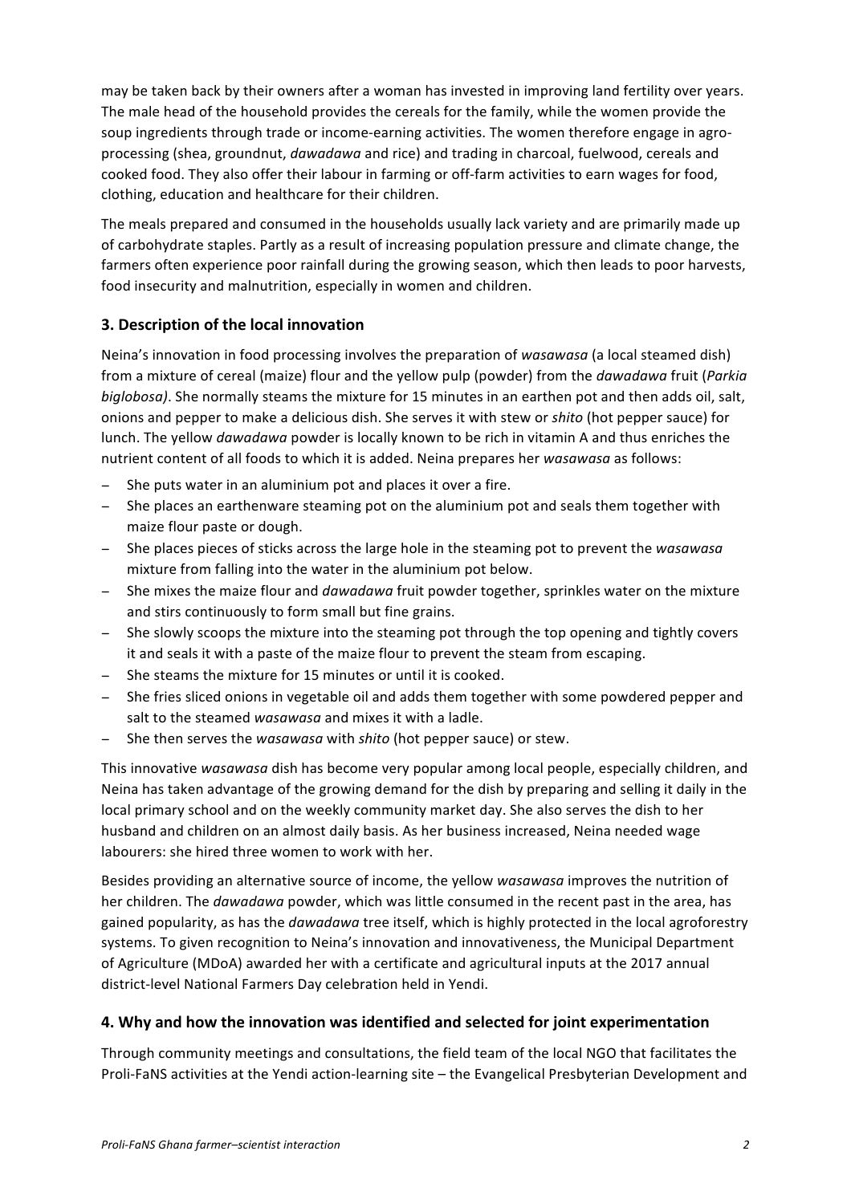may be taken back by their owners after a woman has invested in improving land fertility over years. The male head of the household provides the cereals for the family, while the women provide the soup ingredients through trade or income-earning activities. The women therefore engage in agro-processing (shea, groundnut, *dawadawa* and rice) and trading in charcoal, fuelwood, cereals and cooked food. They also offer their labour in farming or off-farm activities to earn wages for food, clothing, education and healthcare for their children.

The meals prepared and consumed in the households usually lack variety and are primarily made up of carbohydrate staples. Partly as a result of increasing population pressure and climate change, the farmers often experience poor rainfall during the growing season, which then leads to poor harvests, food insecurity and malnutrition, especially in women and children.

## 3. Description of the local innovation

Neina's innovation in food processing involves the preparation of *wasawasa* (a local steamed dish) from a mixture of cereal (maize) flour and the yellow pulp (powder) from the *dawadawa* fruit (*Parkia biglobosa)*. She normally steams the mixture for 15 minutes in an earthen pot and then adds oil, salt, onions and pepper to make a delicious dish. She serves it with stew or *shito* (hot pepper sauce) for lunch. The yellow *dawadawa* powder is locally known to be rich in vitamin A and thus enriches the nutrient content of all foods to which it is added. Neina prepares her *wasawasa* as follows:

- She puts water in an aluminium pot and places it over a fire.
- She places an earthenware steaming pot on the aluminium pot and seals them together with maize flour paste or dough.
- She places pieces of sticks across the large hole in the steaming pot to prevent the *wasawasa* mixture from falling into the water in the aluminium pot below.
- She mixes the maize flour and *dawadawa* fruit powder together, sprinkles water on the mixture and stirs continuously to form small but fine grains.
- She slowly scoops the mixture into the steaming pot through the top opening and tightly covers it and seals it with a paste of the maize flour to prevent the steam from escaping.
- She steams the mixture for 15 minutes or until it is cooked.
- She fries sliced onions in vegetable oil and adds them together with some powdered pepper and salt to the steamed *wasawasa* and mixes it with a ladle.
- She then serves the *wasawasa* with *shito* (hot pepper sauce) or stew.

This innovative *wasawasa* dish has become very popular among local people, especially children, and Neina has taken advantage of the growing demand for the dish by preparing and selling it daily in the local primary school and on the weekly community market day. She also serves the dish to her husband and children on an almost daily basis. As her business increased, Neina needed wage labourers: she hired three women to work with her.

Besides providing an alternative source of income, the yellow *wasawasa* improves the nutrition of her children. The *dawadawa* powder, which was little consumed in the recent past in the area, has gained popularity, as has the *dawadawa* tree itself, which is highly protected in the local agroforestry systems. To given recognition to Neina's innovation and innovativeness, the Municipal Department of Agriculture (MDoA) awarded her with a certificate and agricultural inputs at the 2017 annual district-level National Farmers Day celebration held in Yendi.

## 4. Why and how the innovation was identified and selected for joint experimentation

Through community meetings and consultations, the field team of the local NGO that facilitates the Proli-FaNS activities at the Yendi action-learning site – the Evangelical Presbyterian Development and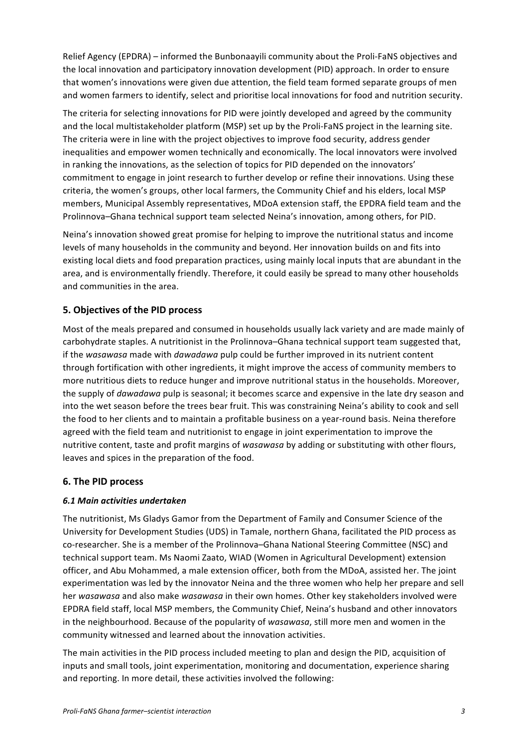Relief Agency (EPDRA) – informed the Bunbonaayili community about the Proli-FaNS objectives and the local innovation and participatory innovation development (PID) approach. In order to ensure that women's innovations were given due attention, the field team formed separate groups of men and women farmers to identify, select and prioritise local innovations for food and nutrition security.

The criteria for selecting innovations for PID were jointly developed and agreed by the community and the local multistakeholder platform (MSP) set up by the Proli-FaNS project in the learning site. The criteria were in line with the project objectives to improve food security, address gender inequalities and empower women technically and economically. The local innovators were involved in ranking the innovations, as the selection of topics for PID depended on the innovators' commitment to engage in joint research to further develop or refine their innovations. Using these criteria, the women's groups, other local farmers, the Community Chief and his elders, local MSP members, Municipal Assembly representatives, MDoA extension staff, the EPDRA field team and the Prolinnova–Ghana technical support team selected Neina's innovation, among others, for PID.

Neina's innovation showed great promise for helping to improve the nutritional status and income levels of many households in the community and beyond. Her innovation builds on and fits into existing local diets and food preparation practices, using mainly local inputs that are abundant in the area, and is environmentally friendly. Therefore, it could easily be spread to many other households and communities in the area.

## 5. Objectives of the PID process

Most of the meals prepared and consumed in households usually lack variety and are made mainly of carbohydrate staples. A nutritionist in the Prolinnova–Ghana technical support team suggested that, if the *wasawasa* made with *dawadawa* pulp could be further improved in its nutrient content through fortification with other ingredients, it might improve the access of community members to more nutritious diets to reduce hunger and improve nutritional status in the households. Moreover, the supply of *dawadawa* pulp is seasonal; it becomes scarce and expensive in the late dry season and into the wet season before the trees bear fruit. This was constraining Neina's ability to cook and sell the food to her clients and to maintain a profitable business on a year-round basis. Neina therefore agreed with the field team and nutritionist to engage in joint experimentation to improve the nutritive content, taste and profit margins of *wasawasa* by adding or substituting with other flours, leaves and spices in the preparation of the food.

## 6. The PID process

### *6.1 Main activities undertaken*

The nutritionist, Ms Gladys Gamor from the Department of Family and Consumer Science of the University for Development Studies (UDS) in Tamale, northern Ghana, facilitated the PID process as co-researcher. She is a member of the Prolinnova–Ghana National Steering Committee (NSC) and technical support team. Ms Naomi Zaato, WIAD (Women in Agricultural Development) extension officer, and Abu Mohammed, a male extension officer, both from the MDoA, assisted her. The joint experimentation was led by the innovator Neina and the three women who help her prepare and sell her *wasawasa* and also make *wasawasa* in their own homes. Other key stakeholders involved were EPDRA field staff, local MSP members, the Community Chief, Neina's husband and other innovators in the neighbourhood. Because of the popularity of *wasawasa*, still more men and women in the community witnessed and learned about the innovation activities.

The main activities in the PID process included meeting to plan and design the PID, acquisition of inputs and small tools, joint experimentation, monitoring and documentation, experience sharing and reporting. In more detail, these activities involved the following: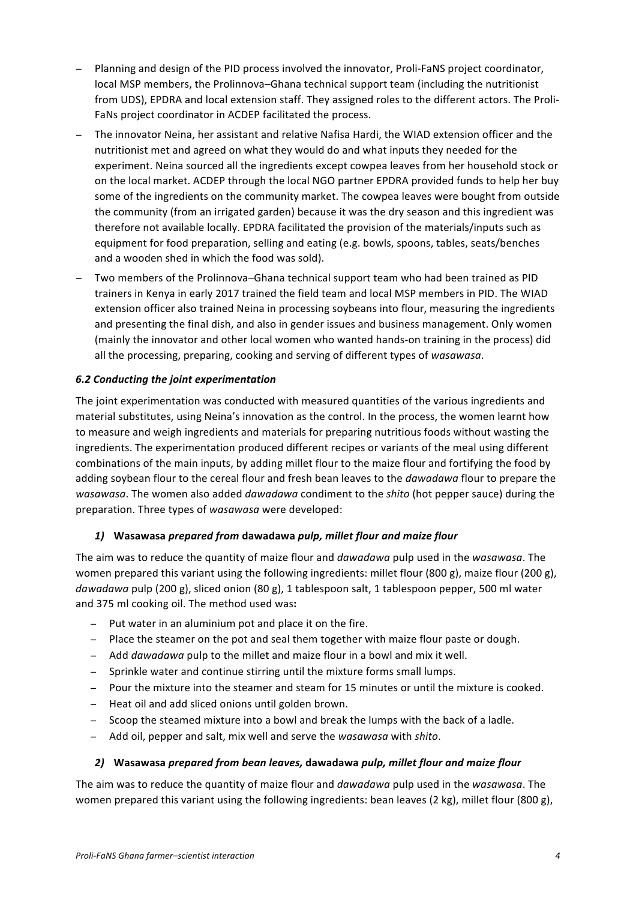- Planning and design of the PID process involved the innovator, Proli-FaNS project coordinator, local MSP members, the Prolinnova–Ghana technical support team (including the nutritionist from UDS), EPDRA and local extension staff. They assigned roles to the different actors. The Proli-FaNs project coordinator in ACDEP facilitated the process.
- The innovator Neina, her assistant and relative Nafisa Hardi, the WIAD extension officer and the nutritionist met and agreed on what they would do and what inputs they needed for the experiment. Neina sourced all the ingredients except cowpea leaves from her household stock or on the local market. ACDEP through the local NGO partner EPDRA provided funds to help her buy some of the ingredients on the community market. The cowpea leaves were bought from outside the community (from an irrigated garden) because it was the dry season and this ingredient was therefore not available locally. EPDRA facilitated the provision of the materials/inputs such as equipment for food preparation, selling and eating (e.g. bowls, spoons, tables, seats/benches and a wooden shed in which the food was sold).
- Two members of the Prolinnova–Ghana technical support team who had been trained as PID trainers in Kenya in early 2017 trained the field team and local MSP members in PID. The WIAD extension officer also trained Neina in processing soybeans into flour, measuring the ingredients and presenting the final dish, and also in gender issues and business management. Only women (mainly the innovator and other local women who wanted hands-on training in the process) did all the processing, preparing, cooking and serving of different types of *wasawasa*.

#### *6.2 Conducting the joint experimentation*

The joint experimentation was conducted with measured quantities of the various ingredients and material substitutes, using Neina's innovation as the control. In the process, the women learnt how to measure and weigh ingredients and materials for preparing nutritious foods without wasting the ingredients. The experimentation produced different recipes or variants of the meal using different combinations of the main inputs, by adding millet flour to the maize flour and fortifying the food by adding soybean flour to the cereal flour and fresh bean leaves to the *dawadawa* flour to prepare the *wasawasa*. The women also added *dawadawa* condiment to the *shito* (hot pepper sauce) during the preparation. Three types of *wasawasa* were developed:

##### *1)* **Wasawasa** ***prepared from* dawadawa *pulp, millet flour and maize flour***

The aim was to reduce the quantity of maize flour and *dawadawa* pulp used in the *wasawasa*. The women prepared this variant using the following ingredients: millet flour (800 g), maize flour (200 g), *dawadawa* pulp (200 g), sliced onion (80 g), 1 tablespoon salt, 1 tablespoon pepper, 500 ml water and 375 ml cooking oil. The method used was**:**

- Put water in an aluminium pot and place it on the fire.
- Place the steamer on the pot and seal them together with maize flour paste or dough.
- Add *dawadawa* pulp to the millet and maize flour in a bowl and mix it well.
- Sprinkle water and continue stirring until the mixture forms small lumps.
- Pour the mixture into the steamer and steam for 15 minutes or until the mixture is cooked.
- Heat oil and add sliced onions until golden brown.
- Scoop the steamed mixture into a bowl and break the lumps with the back of a ladle.
- Add oil, pepper and salt, mix well and serve the *wasawasa* with *shito*.

##### *2)* **Wasawasa** ***prepared from bean leaves,* dawadawa *pulp, millet flour and maize flour***

The aim was to reduce the quantity of maize flour and *dawadawa* pulp used in the *wasawasa*. The women prepared this variant using the following ingredients: bean leaves (2 kg), millet flour (800 g),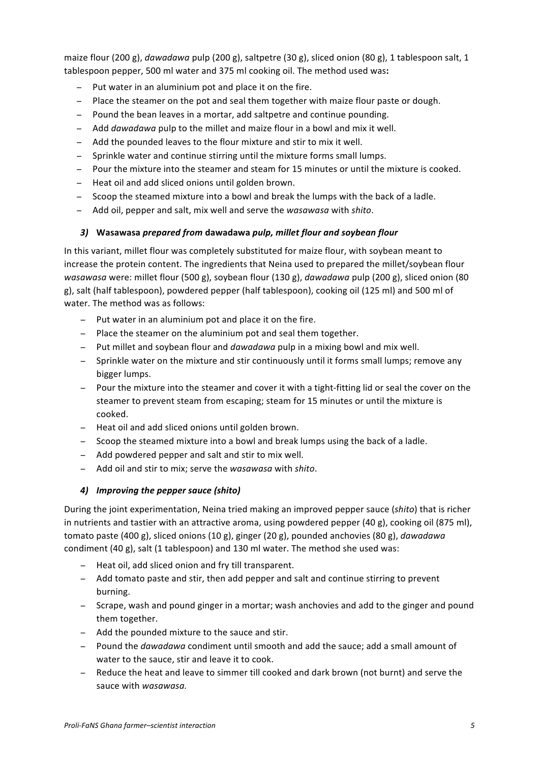maize flour (200 g), *dawadawa* pulp (200 g), saltpetre (30 g), sliced onion (80 g), 1 tablespoon salt, 1 tablespoon pepper, 500 ml water and 375 ml cooking oil. The method used was**:**

- Put water in an aluminium pot and place it on the fire.
- Place the steamer on the pot and seal them together with maize flour paste or dough.
- Pound the bean leaves in a mortar, add saltpetre and continue pounding.
- Add *dawadawa* pulp to the millet and maize flour in a bowl and mix it well.
- Add the pounded leaves to the flour mixture and stir to mix it well.
- Sprinkle water and continue stirring until the mixture forms small lumps.
- Pour the mixture into the steamer and steam for 15 minutes or until the mixture is cooked.
- Heat oil and add sliced onions until golden brown.
- Scoop the steamed mixture into a bowl and break the lumps with the back of a ladle.
- Add oil, pepper and salt, mix well and serve the *wasawasa* with *shito*.

### *3)* **Wasawasa** *prepared from* **dawadawa** *pulp, millet flour and soybean flour*

In this variant, millet flour was completely substituted for maize flour, with soybean meant to increase the protein content. The ingredients that Neina used to prepared the millet/soybean flour *wasawasa* were: millet flour (500 g), soybean flour (130 g), *dawadawa* pulp (200 g), sliced onion (80 g), salt (half tablespoon), powdered pepper (half tablespoon), cooking oil (125 ml) and 500 ml of water. The method was as follows:

- Put water in an aluminium pot and place it on the fire.
- Place the steamer on the aluminium pot and seal them together.
- Put millet and soybean flour and *dawadawa* pulp in a mixing bowl and mix well.
- Sprinkle water on the mixture and stir continuously until it forms small lumps; remove any bigger lumps.
- Pour the mixture into the steamer and cover it with a tight-fitting lid or seal the cover on the steamer to prevent steam from escaping; steam for 15 minutes or until the mixture is cooked.
- Heat oil and add sliced onions until golden brown.
- Scoop the steamed mixture into a bowl and break lumps using the back of a ladle.
- Add powdered pepper and salt and stir to mix well.
- Add oil and stir to mix; serve the *wasawasa* with *shito*.

### *4) Improving the pepper sauce (shito)*

During the joint experimentation, Neina tried making an improved pepper sauce (*shito*) that is richer in nutrients and tastier with an attractive aroma, using powdered pepper (40 g), cooking oil (875 ml), tomato paste (400 g), sliced onions (10 g), ginger (20 g), pounded anchovies (80 g), *dawadawa* condiment (40 g), salt (1 tablespoon) and 130 ml water. The method she used was:

- Heat oil, add sliced onion and fry till transparent.
- Add tomato paste and stir, then add pepper and salt and continue stirring to prevent burning.
- Scrape, wash and pound ginger in a mortar; wash anchovies and add to the ginger and pound them together.
- Add the pounded mixture to the sauce and stir.
- Pound the *dawadawa* condiment until smooth and add the sauce; add a small amount of water to the sauce, stir and leave it to cook.
- Reduce the heat and leave to simmer till cooked and dark brown (not burnt) and serve the sauce with *wasawasa.*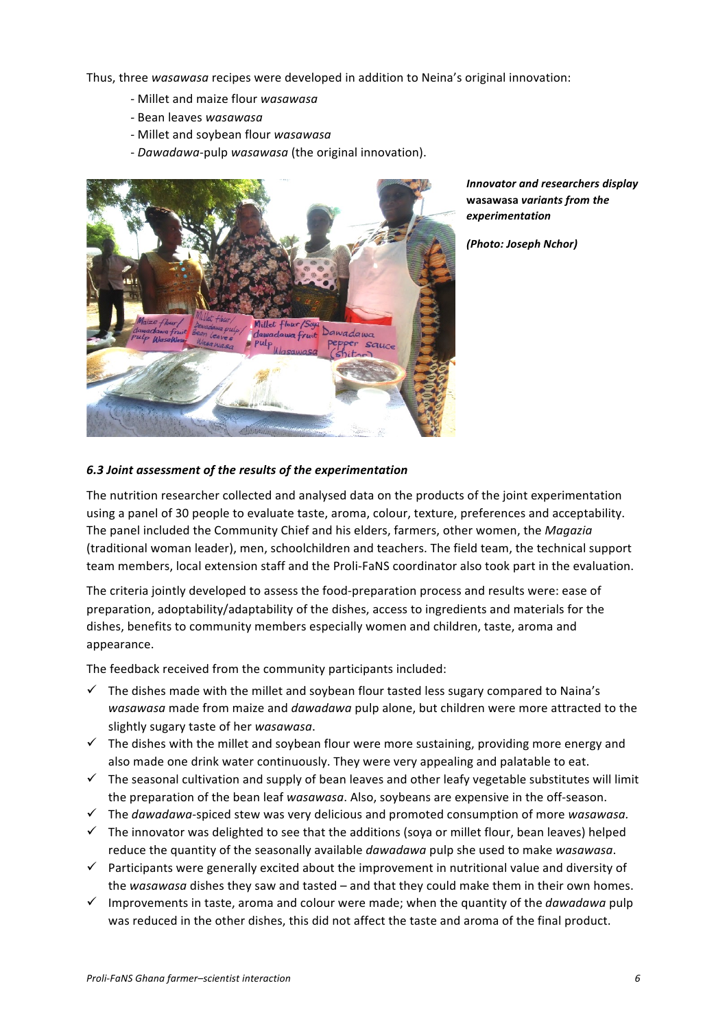Thus, three *wasawasa* recipes were developed in addition to Neina's original innovation:

- Millet and maize flour *wasawasa*
- Bean leaves *wasawasa*
- Millet and soybean flour *wasawasa*
- *Dawadawa*-pulp *wasawasa* (the original innovation).

***Innovator and researchers display* wasawasa *variants from the experimentation***

***(Photo: Joseph Nchor)***

### *6.3 Joint assessment of the results of the experimentation*

The nutrition researcher collected and analysed data on the products of the joint experimentation using a panel of 30 people to evaluate taste, aroma, colour, texture, preferences and acceptability. The panel included the Community Chief and his elders, farmers, other women, the *Magazia* (traditional woman leader), men, schoolchildren and teachers. The field team, the technical support team members, local extension staff and the Proli-FaNS coordinator also took part in the evaluation.

The criteria jointly developed to assess the food-preparation process and results were: ease of preparation, adoptability/adaptability of the dishes, access to ingredients and materials for the dishes, benefits to community members especially women and children, taste, aroma and appearance.

The feedback received from the community participants included:

- ✓ The dishes made with the millet and soybean flour tasted less sugary compared to Naina's *wasawasa* made from maize and *dawadawa* pulp alone, but children were more attracted to the slightly sugary taste of her *wasawasa*.
- ✓ The dishes with the millet and soybean flour were more sustaining, providing more energy and also made one drink water continuously. They were very appealing and palatable to eat.
- ✓ The seasonal cultivation and supply of bean leaves and other leafy vegetable substitutes will limit the preparation of the bean leaf *wasawasa*. Also, soybeans are expensive in the off-season.
- ✓ The *dawadawa*-spiced stew was very delicious and promoted consumption of more *wasawasa.*
- ✓ The innovator was delighted to see that the additions (soya or millet flour, bean leaves) helped reduce the quantity of the seasonally available *dawadawa* pulp she used to make *wasawasa*.
- ✓ Participants were generally excited about the improvement in nutritional value and diversity of the *wasawasa* dishes they saw and tasted – and that they could make them in their own homes.
- ✓ Improvements in taste, aroma and colour were made; when the quantity of the *dawadawa* pulp was reduced in the other dishes, this did not affect the taste and aroma of the final product.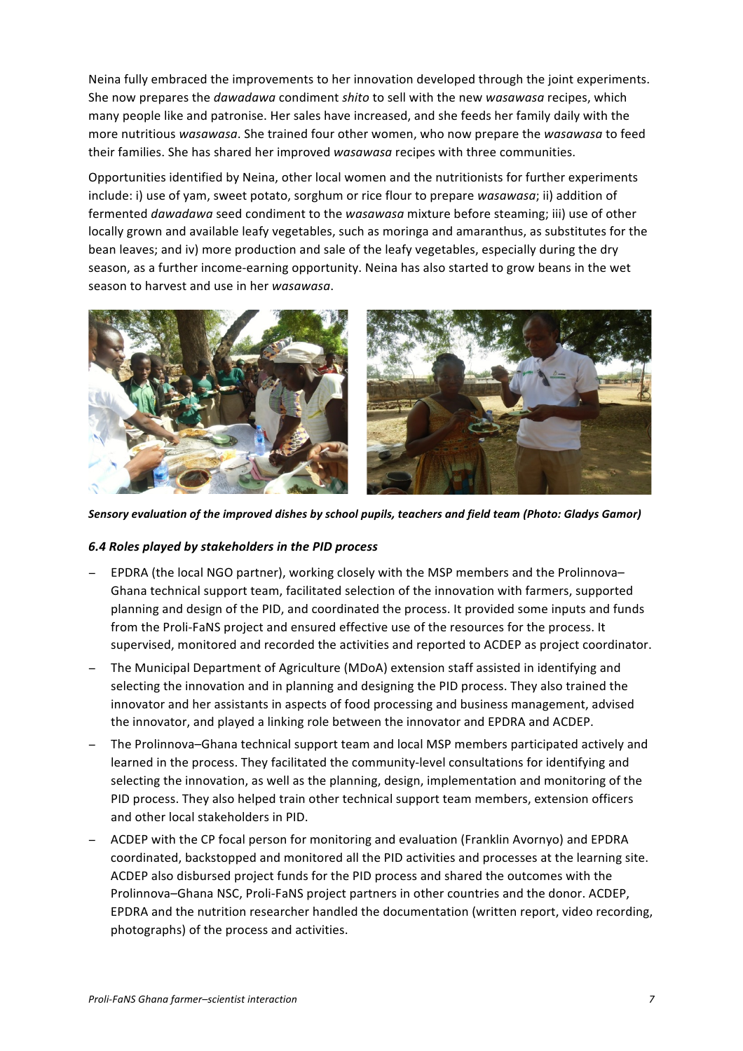Neina fully embraced the improvements to her innovation developed through the joint experiments. She now prepares the *dawadawa* condiment *shito* to sell with the new *wasawasa* recipes, which many people like and patronise. Her sales have increased, and she feeds her family daily with the more nutritious *wasawasa*. She trained four other women, who now prepare the *wasawasa* to feed their families. She has shared her improved *wasawasa* recipes with three communities.

Opportunities identified by Neina, other local women and the nutritionists for further experiments include: i) use of yam, sweet potato, sorghum or rice flour to prepare *wasawasa*; ii) addition of fermented *dawadawa* seed condiment to the *wasawasa* mixture before steaming; iii) use of other locally grown and available leafy vegetables, such as moringa and amaranthus, as substitutes for the bean leaves; and iv) more production and sale of the leafy vegetables, especially during the dry season, as a further income-earning opportunity. Neina has also started to grow beans in the wet season to harvest and use in her *wasawasa*.

***Sensory evaluation of the improved dishes by school pupils, teachers and field team (Photo: Gladys Gamor)***

### *6.4 Roles played by stakeholders in the PID process*

- EPDRA (the local NGO partner), working closely with the MSP members and the Prolinnova–Ghana technical support team, facilitated selection of the innovation with farmers, supported planning and design of the PID, and coordinated the process. It provided some inputs and funds from the Proli-FaNS project and ensured effective use of the resources for the process. It supervised, monitored and recorded the activities and reported to ACDEP as project coordinator.
- The Municipal Department of Agriculture (MDoA) extension staff assisted in identifying and selecting the innovation and in planning and designing the PID process. They also trained the innovator and her assistants in aspects of food processing and business management, advised the innovator, and played a linking role between the innovator and EPDRA and ACDEP.
- The Prolinnova–Ghana technical support team and local MSP members participated actively and learned in the process. They facilitated the community-level consultations for identifying and selecting the innovation, as well as the planning, design, implementation and monitoring of the PID process. They also helped train other technical support team members, extension officers and other local stakeholders in PID.
- ACDEP with the CP focal person for monitoring and evaluation (Franklin Avornyo) and EPDRA coordinated, backstopped and monitored all the PID activities and processes at the learning site. ACDEP also disbursed project funds for the PID process and shared the outcomes with the Prolinnova–Ghana NSC, Proli-FaNS project partners in other countries and the donor. ACDEP, EPDRA and the nutrition researcher handled the documentation (written report, video recording, photographs) of the process and activities.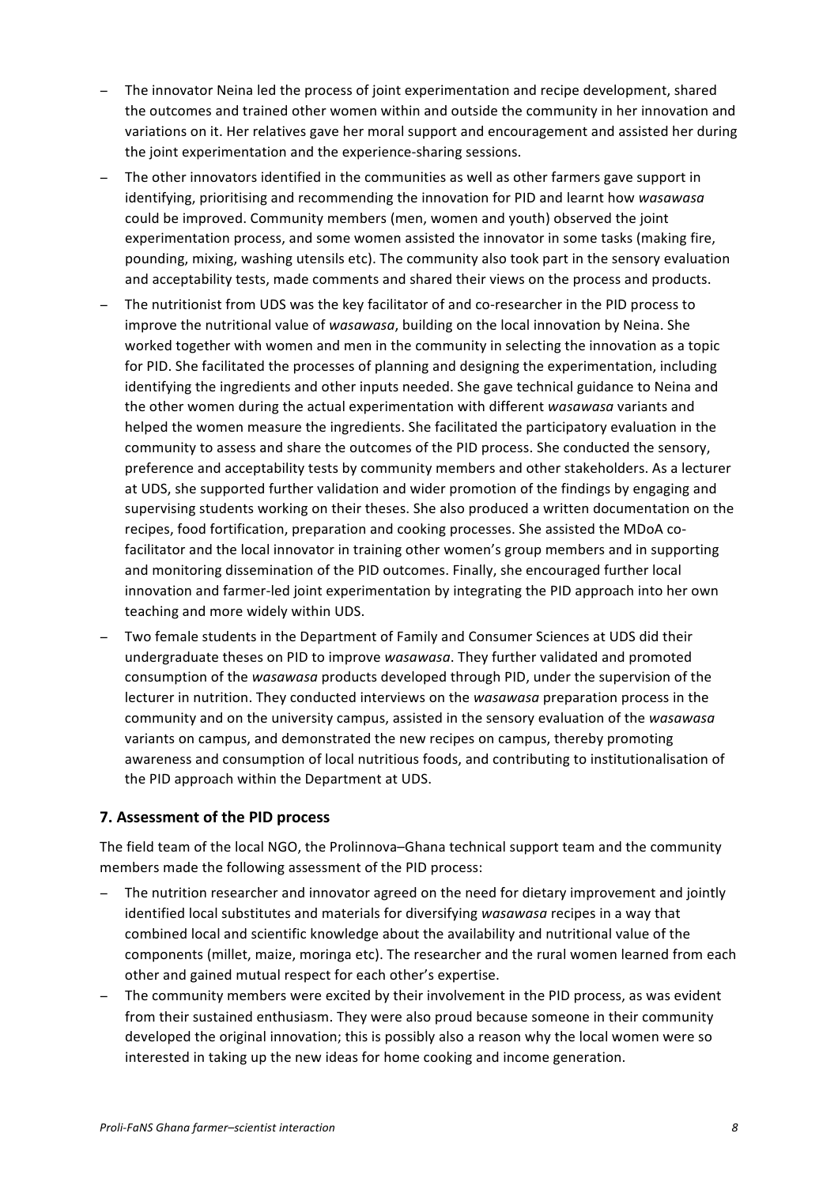- The innovator Neina led the process of joint experimentation and recipe development, shared the outcomes and trained other women within and outside the community in her innovation and variations on it. Her relatives gave her moral support and encouragement and assisted her during the joint experimentation and the experience-sharing sessions.
- The other innovators identified in the communities as well as other farmers gave support in identifying, prioritising and recommending the innovation for PID and learnt how *wasawasa* could be improved. Community members (men, women and youth) observed the joint experimentation process, and some women assisted the innovator in some tasks (making fire, pounding, mixing, washing utensils etc). The community also took part in the sensory evaluation and acceptability tests, made comments and shared their views on the process and products.
- The nutritionist from UDS was the key facilitator of and co-researcher in the PID process to improve the nutritional value of *wasawasa*, building on the local innovation by Neina. She worked together with women and men in the community in selecting the innovation as a topic for PID. She facilitated the processes of planning and designing the experimentation, including identifying the ingredients and other inputs needed. She gave technical guidance to Neina and the other women during the actual experimentation with different *wasawasa* variants and helped the women measure the ingredients. She facilitated the participatory evaluation in the community to assess and share the outcomes of the PID process. She conducted the sensory, preference and acceptability tests by community members and other stakeholders. As a lecturer at UDS, she supported further validation and wider promotion of the findings by engaging and supervising students working on their theses. She also produced a written documentation on the recipes, food fortification, preparation and cooking processes. She assisted the MDoA co-facilitator and the local innovator in training other women's group members and in supporting and monitoring dissemination of the PID outcomes. Finally, she encouraged further local innovation and farmer-led joint experimentation by integrating the PID approach into her own teaching and more widely within UDS.
- Two female students in the Department of Family and Consumer Sciences at UDS did their undergraduate theses on PID to improve *wasawasa*. They further validated and promoted consumption of the *wasawasa* products developed through PID, under the supervision of the lecturer in nutrition. They conducted interviews on the *wasawasa* preparation process in the community and on the university campus, assisted in the sensory evaluation of the *wasawasa* variants on campus, and demonstrated the new recipes on campus, thereby promoting awareness and consumption of local nutritious foods, and contributing to institutionalisation of the PID approach within the Department at UDS.

## 7. Assessment of the PID process

The field team of the local NGO, the Prolinnova–Ghana technical support team and the community members made the following assessment of the PID process:

- The nutrition researcher and innovator agreed on the need for dietary improvement and jointly identified local substitutes and materials for diversifying *wasawasa* recipes in a way that combined local and scientific knowledge about the availability and nutritional value of the components (millet, maize, moringa etc). The researcher and the rural women learned from each other and gained mutual respect for each other's expertise.
- The community members were excited by their involvement in the PID process, as was evident from their sustained enthusiasm. They were also proud because someone in their community developed the original innovation; this is possibly also a reason why the local women were so interested in taking up the new ideas for home cooking and income generation.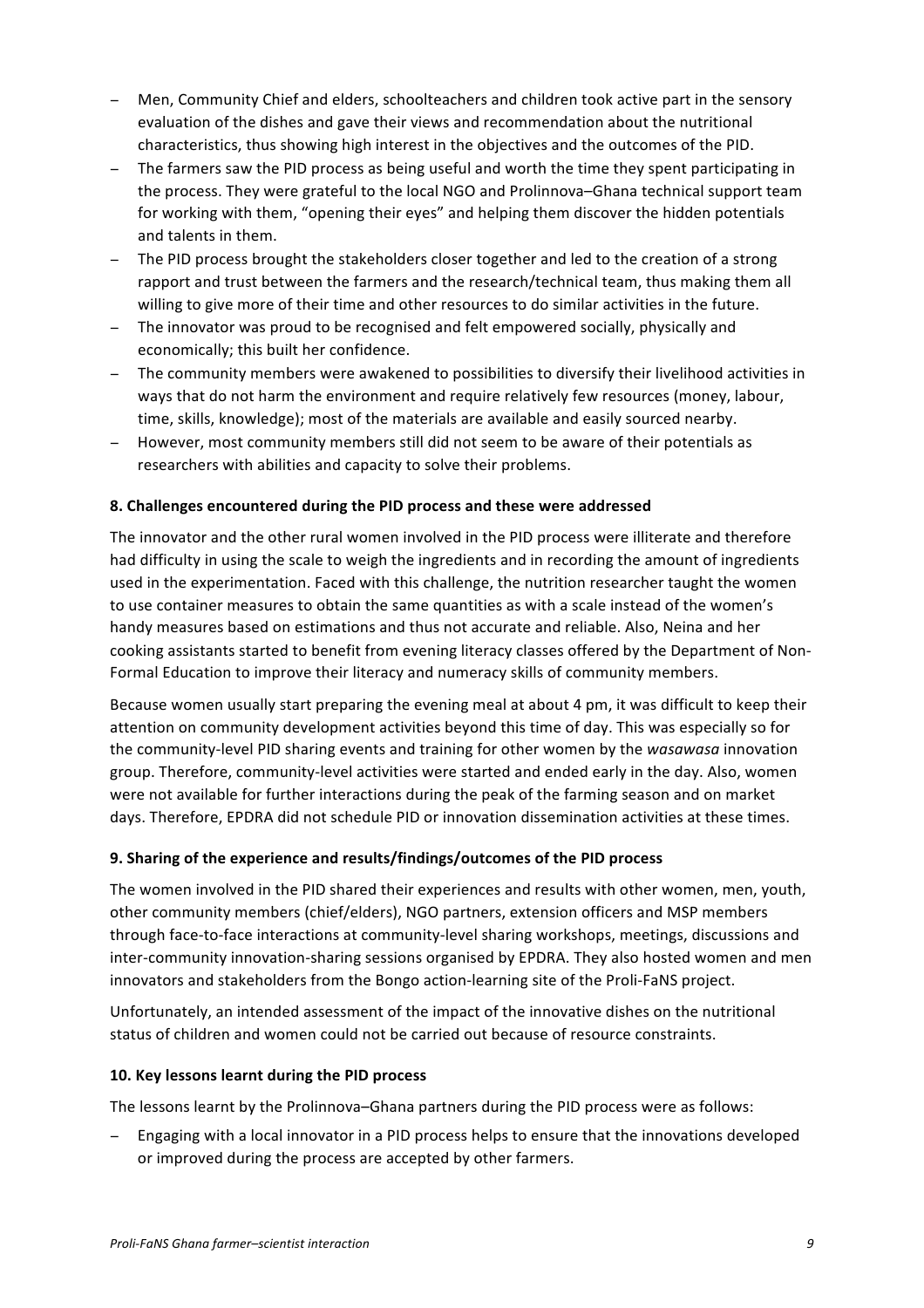- Men, Community Chief and elders, schoolteachers and children took active part in the sensory evaluation of the dishes and gave their views and recommendation about the nutritional characteristics, thus showing high interest in the objectives and the outcomes of the PID.
- The farmers saw the PID process as being useful and worth the time they spent participating in the process. They were grateful to the local NGO and Prolinnova–Ghana technical support team for working with them, "opening their eyes" and helping them discover the hidden potentials and talents in them.
- The PID process brought the stakeholders closer together and led to the creation of a strong rapport and trust between the farmers and the research/technical team, thus making them all willing to give more of their time and other resources to do similar activities in the future.
- The innovator was proud to be recognised and felt empowered socially, physically and economically; this built her confidence.
- The community members were awakened to possibilities to diversify their livelihood activities in ways that do not harm the environment and require relatively few resources (money, labour, time, skills, knowledge); most of the materials are available and easily sourced nearby.
- However, most community members still did not seem to be aware of their potentials as researchers with abilities and capacity to solve their problems.

**8. Challenges encountered during the PID process and these were addressed**

The innovator and the other rural women involved in the PID process were illiterate and therefore had difficulty in using the scale to weigh the ingredients and in recording the amount of ingredients used in the experimentation. Faced with this challenge, the nutrition researcher taught the women to use container measures to obtain the same quantities as with a scale instead of the women's handy measures based on estimations and thus not accurate and reliable. Also, Neina and her cooking assistants started to benefit from evening literacy classes offered by the Department of Non-Formal Education to improve their literacy and numeracy skills of community members.

Because women usually start preparing the evening meal at about 4 pm, it was difficult to keep their attention on community development activities beyond this time of day. This was especially so for the community-level PID sharing events and training for other women by the *wasawasa* innovation group. Therefore, community-level activities were started and ended early in the day. Also, women were not available for further interactions during the peak of the farming season and on market days. Therefore, EPDRA did not schedule PID or innovation dissemination activities at these times.

**9. Sharing of the experience and results/findings/outcomes of the PID process**

The women involved in the PID shared their experiences and results with other women, men, youth, other community members (chief/elders), NGO partners, extension officers and MSP members through face-to-face interactions at community-level sharing workshops, meetings, discussions and inter-community innovation-sharing sessions organised by EPDRA. They also hosted women and men innovators and stakeholders from the Bongo action-learning site of the Proli-FaNS project.

Unfortunately, an intended assessment of the impact of the innovative dishes on the nutritional status of children and women could not be carried out because of resource constraints.

**10. Key lessons learnt during the PID process**

The lessons learnt by the Prolinnova–Ghana partners during the PID process were as follows:

- Engaging with a local innovator in a PID process helps to ensure that the innovations developed or improved during the process are accepted by other farmers.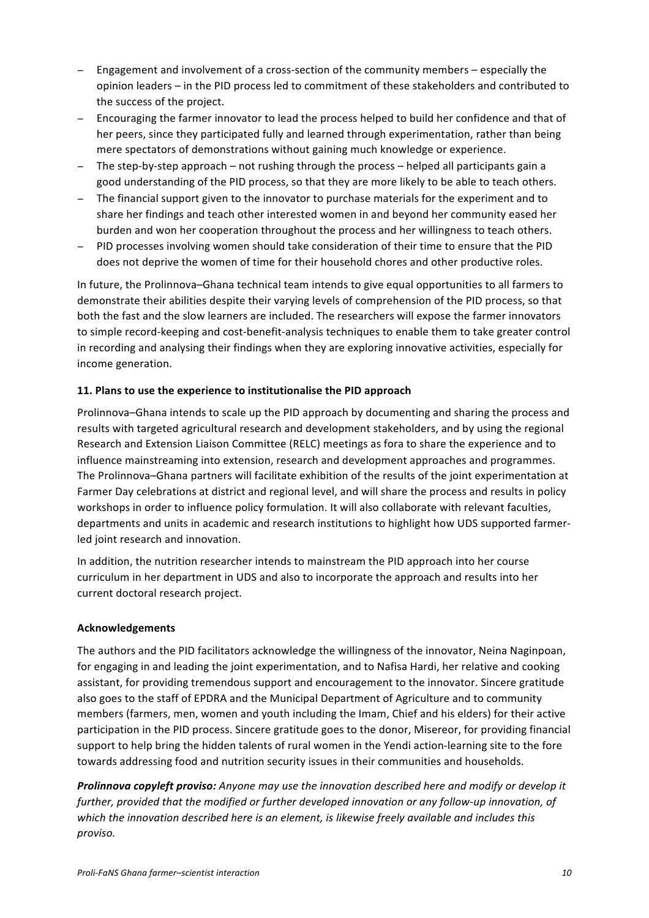- Engagement and involvement of a cross-section of the community members – especially the opinion leaders – in the PID process led to commitment of these stakeholders and contributed to the success of the project.
- Encouraging the farmer innovator to lead the process helped to build her confidence and that of her peers, since they participated fully and learned through experimentation, rather than being mere spectators of demonstrations without gaining much knowledge or experience.
- The step-by-step approach – not rushing through the process – helped all participants gain a good understanding of the PID process, so that they are more likely to be able to teach others.
- The financial support given to the innovator to purchase materials for the experiment and to share her findings and teach other interested women in and beyond her community eased her burden and won her cooperation throughout the process and her willingness to teach others.
- PID processes involving women should take consideration of their time to ensure that the PID does not deprive the women of time for their household chores and other productive roles.

In future, the Prolinnova–Ghana technical team intends to give equal opportunities to all farmers to demonstrate their abilities despite their varying levels of comprehension of the PID process, so that both the fast and the slow learners are included. The researchers will expose the farmer innovators to simple record-keeping and cost-benefit-analysis techniques to enable them to take greater control in recording and analysing their findings when they are exploring innovative activities, especially for income generation.

### 11. Plans to use the experience to institutionalise the PID approach

Prolinnova–Ghana intends to scale up the PID approach by documenting and sharing the process and results with targeted agricultural research and development stakeholders, and by using the regional Research and Extension Liaison Committee (RELC) meetings as fora to share the experience and to influence mainstreaming into extension, research and development approaches and programmes. The Prolinnova–Ghana partners will facilitate exhibition of the results of the joint experimentation at Farmer Day celebrations at district and regional level, and will share the process and results in policy workshops in order to influence policy formulation. It will also collaborate with relevant faculties, departments and units in academic and research institutions to highlight how UDS supported farmer-led joint research and innovation.

In addition, the nutrition researcher intends to mainstream the PID approach into her course curriculum in her department in UDS and also to incorporate the approach and results into her current doctoral research project.

### Acknowledgements

The authors and the PID facilitators acknowledge the willingness of the innovator, Neina Naginpoan, for engaging in and leading the joint experimentation, and to Nafisa Hardi, her relative and cooking assistant, for providing tremendous support and encouragement to the innovator. Sincere gratitude also goes to the staff of EPDRA and the Municipal Department of Agriculture and to community members (farmers, men, women and youth including the Imam, Chief and his elders) for their active participation in the PID process. Sincere gratitude goes to the donor, Misereor, for providing financial support to help bring the hidden talents of rural women in the Yendi action-learning site to the fore towards addressing food and nutrition security issues in their communities and households.

***Prolinnova copyleft proviso:*** *Anyone may use the innovation described here and modify or develop it further, provided that the modified or further developed innovation or any follow-up innovation, of which the innovation described here is an element, is likewise freely available and includes this proviso.*